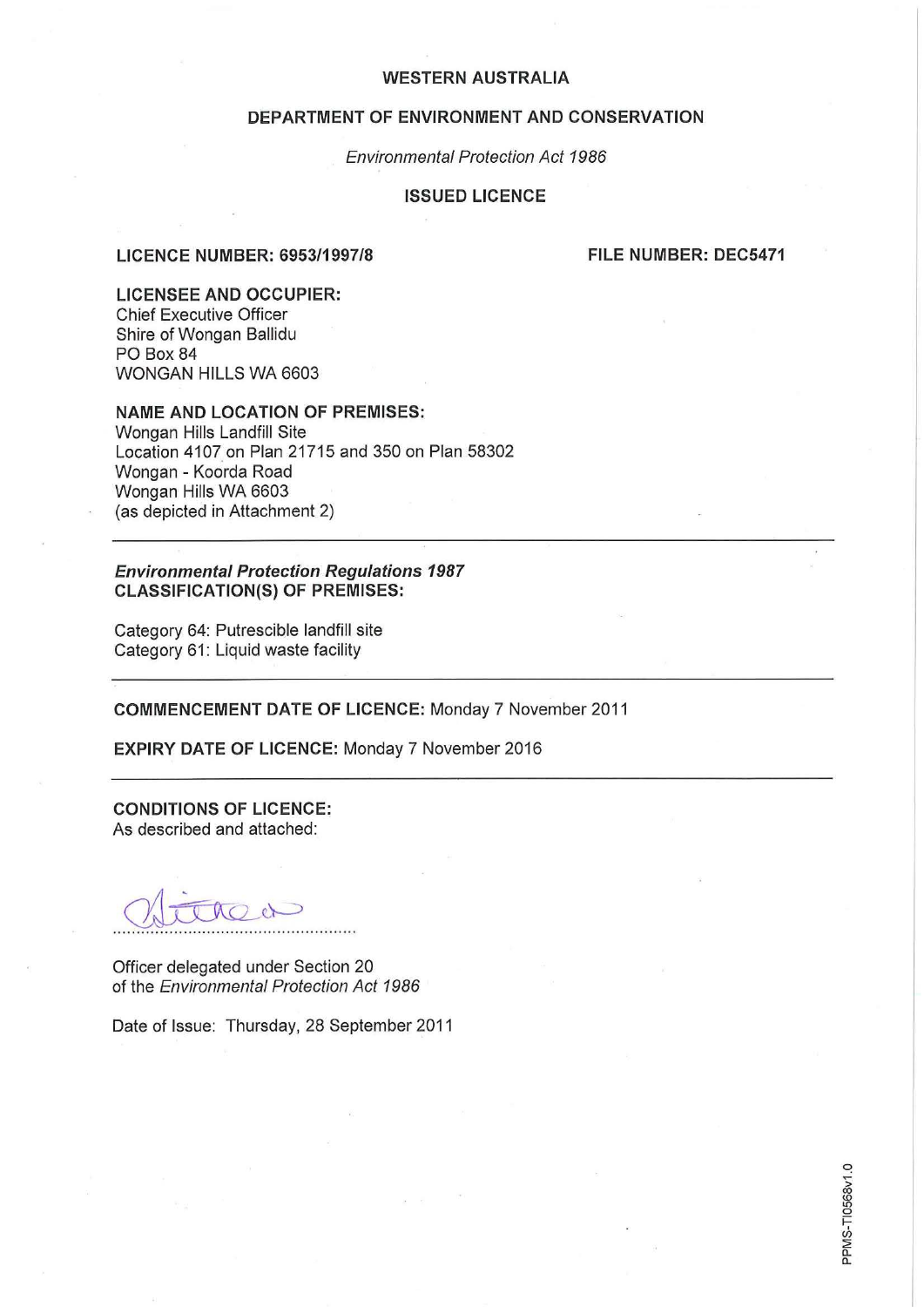# WESTERN AUSTRALIA

## DEPARTMENT OF ENVIRONMENT AND CONSERVATION

*Environmental Protection Act 1986*

## ISSUED LICENCE

**LICENCE NUMBER: 6953/1997/8** **FILE NUMBER: DEC5471**

**LICENSEE AND OCCUPIER:**
Chief Executive Officer
Shire of Wongan Ballidu
PO Box 84
WONGAN HILLS WA 6603

**NAME AND LOCATION OF PREMISES:**
Wongan Hills Landfill Site
Location 4107 on Plan 21715 and 350 on Plan 58302
Wongan - Koorda Road
Wongan Hills WA 6603
(as depicted in Attachment 2)

---

***Environmental Protection Regulations 1987***
**CLASSIFICATION(S) OF PREMISES:**

Category 64: Putrescible landfill site
Category 61: Liquid waste facility

---

**COMMENCEMENT DATE OF LICENCE:** Monday 7 November 2011

**EXPIRY DATE OF LICENCE:** Monday 7 November 2016

---

**CONDITIONS OF LICENCE:**
As described and attached:

.................................................

Officer delegated under Section 20
of the *Environmental Protection Act 1986*

Date of Issue: Thursday, 28 September 2011

PPMS-TI0568v1.0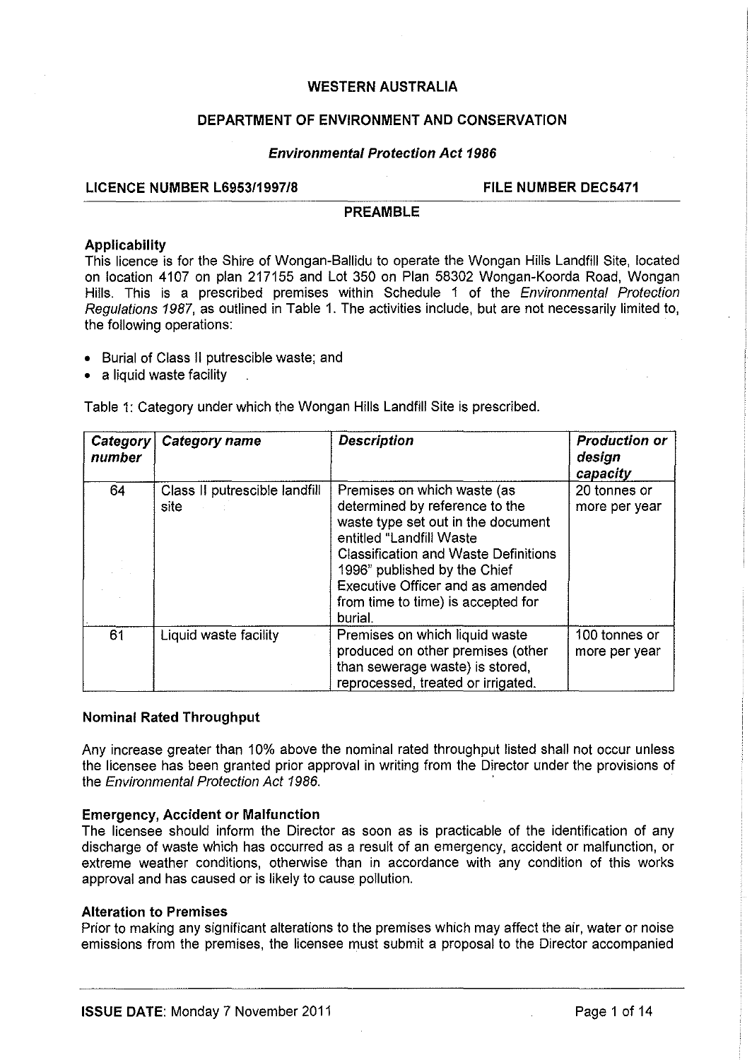**WESTERN AUSTRALIA**

**DEPARTMENT OF ENVIRONMENT AND CONSERVATION**

***Environmental Protection Act 1986***

**LICENCE NUMBER L6953/1997/8** **FILE NUMBER DEC5471**

**PREAMBLE**

**Applicability**

This licence is for the Shire of Wongan-Ballidu to operate the Wongan Hills Landfill Site, located on location 4107 on plan 217155 and Lot 350 on Plan 58302 Wongan-Koorda Road, Wongan Hills. This is a prescribed premises within Schedule 1 of the *Environmental Protection Regulations 1987*, as outlined in Table 1. The activities include, but are not necessarily limited to, the following operations:

- Burial of Class II putrescible waste; and
- a liquid waste facility .

Table 1: Category under which the Wongan Hills Landfill Site is prescribed.

| *Category number* | *Category name* | *Description* | *Production or design capacity* |
|---|---|---|---|
| 64 | Class II putrescible landfill site | Premises on which waste (as determined by reference to the waste type set out in the document entitled "Landfill Waste Classification and Waste Definitions 1996" published by the Chief Executive Officer and as amended from time to time) is accepted for burial. | 20 tonnes or more per year |
| 61 | Liquid waste facility | Premises on which liquid waste produced on other premises (other than sewerage waste) is stored, reprocessed, treated or irrigated. | 100 tonnes or more per year |

**Nominal Rated Throughput**

Any increase greater than 10% above the nominal rated throughput listed shall not occur unless the licensee has been granted prior approval in writing from the Director under the provisions of the *Environmental Protection Act 1986*.

**Emergency, Accident or Malfunction**

The licensee should inform the Director as soon as is practicable of the identification of any discharge of waste which has occurred as a result of an emergency, accident or malfunction, or extreme weather conditions, otherwise than in accordance with any condition of this works approval and has caused or is likely to cause pollution.

**Alteration to Premises**

Prior to making any significant alterations to the premises which may affect the air, water or noise emissions from the premises, the licensee must submit a proposal to the Director accompanied

**ISSUE DATE**: Monday 7 November 2011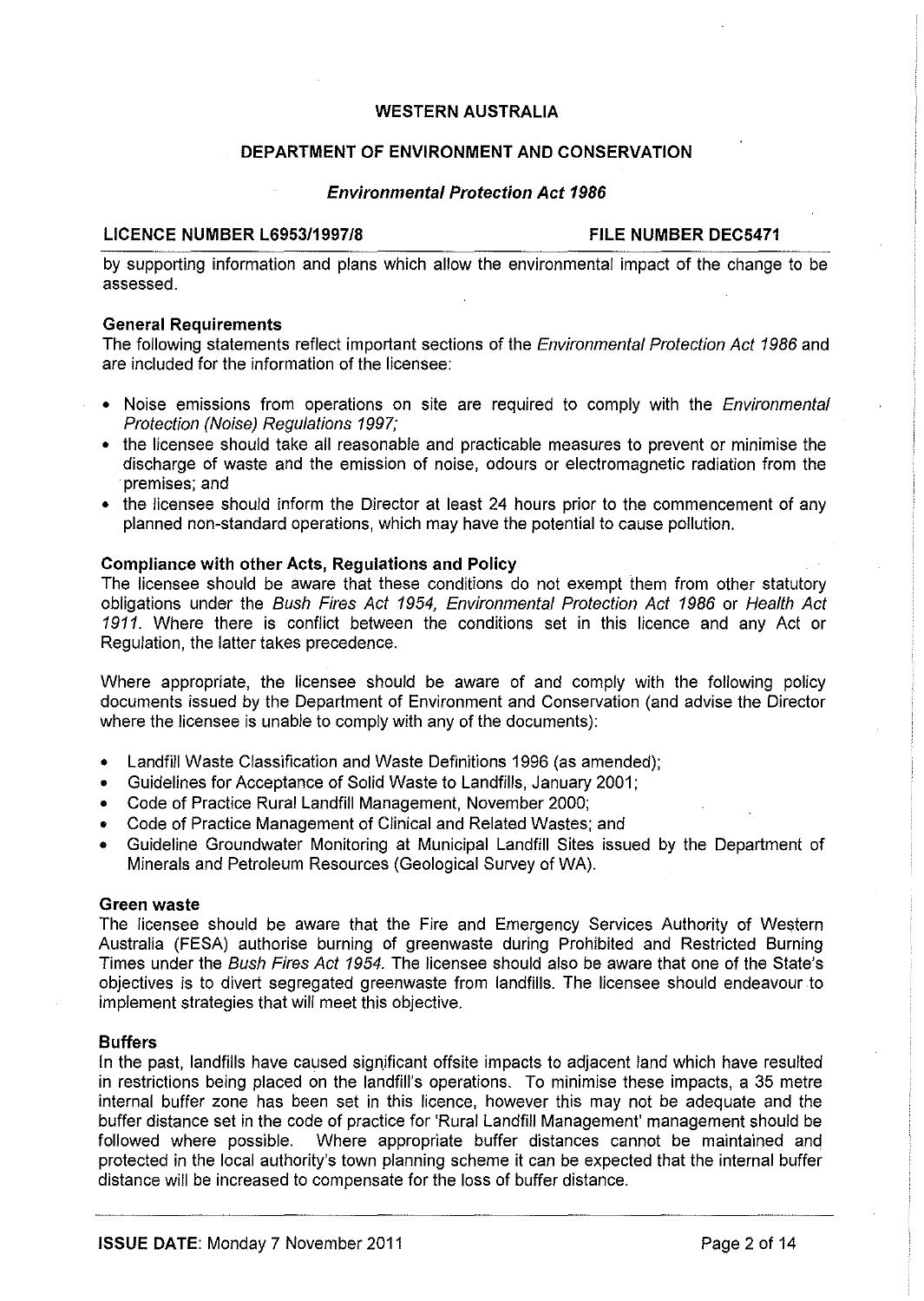by supporting information and plans which allow the environmental impact of the change to be assessed.

**General Requirements**

The following statements reflect important sections of the *Environmental Protection Act 1986* and are included for the information of the licensee:

- Noise emissions from operations on site are required to comply with the *Environmental Protection (Noise) Regulations 1997;*
- the licensee should take all reasonable and practicable measures to prevent or minimise the discharge of waste and the emission of noise, odours or electromagnetic radiation from the premises; and
- the licensee should inform the Director at least 24 hours prior to the commencement of any planned non-standard operations, which may have the potential to cause pollution.

**Compliance with other Acts, Regulations and Policy**

The licensee should be aware that these conditions do not exempt them from other statutory obligations under the *Bush Fires Act 1954, Environmental Protection Act 1986* or *Health Act 1911*. Where there is conflict between the conditions set in this licence and any Act or Regulation, the latter takes precedence.

Where appropriate, the licensee should be aware of and comply with the following policy documents issued by the Department of Environment and Conservation (and advise the Director where the licensee is unable to comply with any of the documents):

- Landfill Waste Classification and Waste Definitions 1996 (as amended);
- Guidelines for Acceptance of Solid Waste to Landfills, January 2001;
- Code of Practice Rural Landfill Management, November 2000;
- Code of Practice Management of Clinical and Related Wastes; and
- Guideline Groundwater Monitoring at Municipal Landfill Sites issued by the Department of Minerals and Petroleum Resources (Geological Survey of WA).

**Green waste**

The licensee should be aware that the Fire and Emergency Services Authority of Western Australia (FESA) authorise burning of greenwaste during Prohibited and Restricted Burning Times under the *Bush Fires Act 1954*. The licensee should also be aware that one of the State's objectives is to divert segregated greenwaste from landfills. The licensee should endeavour to implement strategies that will meet this objective.

**Buffers**

In the past, landfills have caused significant offsite impacts to adjacent land which have resulted in restrictions being placed on the landfill's operations. To minimise these impacts, a 35 metre internal buffer zone has been set in this licence, however this may not be adequate and the buffer distance set in the code of practice for 'Rural Landfill Management' management should be followed where possible. Where appropriate buffer distances cannot be maintained and protected in the local authority's town planning scheme it can be expected that the internal buffer distance will be increased to compensate for the loss of buffer distance.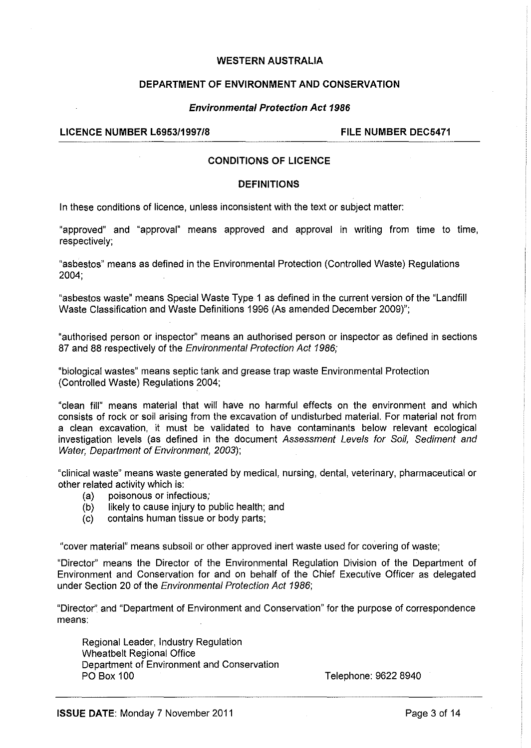# WESTERN AUSTRALIA

## DEPARTMENT OF ENVIRONMENT AND CONSERVATION

### *Environmental Protection Act 1986*

**LICENCE NUMBER L6953/1997/8** **FILE NUMBER DEC5471**

## CONDITIONS OF LICENCE

### DEFINITIONS

In these conditions of licence, unless inconsistent with the text or subject matter:

"approved" and "approval" means approved and approval in writing from time to time, respectively;

"asbestos" means as defined in the Environmental Protection (Controlled Waste) Regulations 2004;

"asbestos waste" means Special Waste Type 1 as defined in the current version of the "Landfill Waste Classification and Waste Definitions 1996 (As amended December 2009)";

"authorised person or inspector" means an authorised person or inspector as defined in sections 87 and 88 respectively of the *Environmental Protection Act 1986;*

"biological wastes" means septic tank and grease trap waste Environmental Protection (Controlled Waste) Regulations 2004;

"clean fill" means material that will have no harmful effects on the environment and which consists of rock or soil arising from the excavation of undisturbed material. For material not from a clean excavation, it must be validated to have contaminants below relevant ecological investigation levels (as defined in the document *Assessment Levels for Soil, Sediment and Water, Department of Environment, 2003*);

"clinical waste" means waste generated by medical, nursing, dental, veterinary, pharmaceutical or other related activity which is:

(a) poisonous or infectious;
(b) likely to cause injury to public health; and
(c) contains human tissue or body parts;

"cover material" means subsoil or other approved inert waste used for covering of waste;

"Director" means the Director of the Environmental Regulation Division of the Department of Environment and Conservation for and on behalf of the Chief Executive Officer as delegated under Section 20 of the *Environmental Protection Act 1986*;

"Director" and "Department of Environment and Conservation" for the purpose of correspondence means:

Regional Leader, Industry Regulation
Wheatbelt Regional Office
Department of Environment and Conservation
PO Box 100 Telephone: 9622 8940

**ISSUE DATE**: Monday 7 November 2011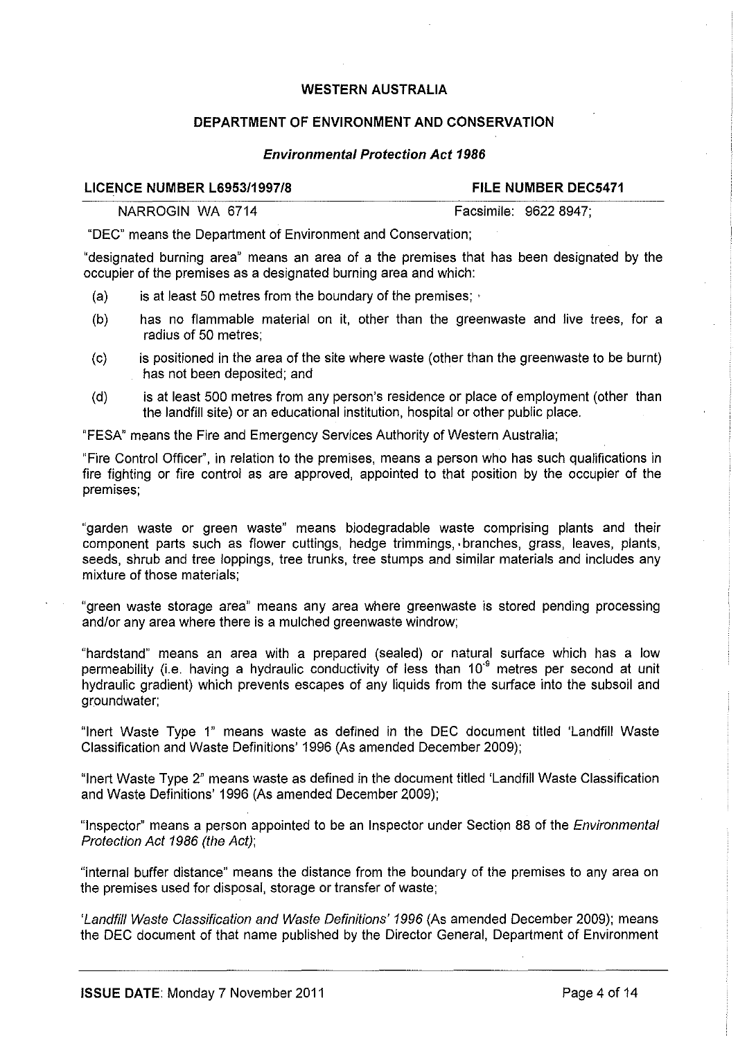"DEC" means the Department of Environment and Conservation;

"designated burning area" means an area of a the premises that has been designated by the occupier of the premises as a designated burning area and which:

- (a) is at least 50 metres from the boundary of the premises;
- (b) has no flammable material on it, other than the greenwaste and live trees, for a radius of 50 metres;
- (c) is positioned in the area of the site where waste (other than the greenwaste to be burnt) has not been deposited; and
- (d) is at least 500 metres from any person's residence or place of employment (other than the landfill site) or an educational institution, hospital or other public place.

"FESA" means the Fire and Emergency Services Authority of Western Australia;

"Fire Control Officer", in relation to the premises, means a person who has such qualifications in fire fighting or fire control as are approved, appointed to that position by the occupier of the premises;

"garden waste or green waste" means biodegradable waste comprising plants and their component parts such as flower cuttings, hedge trimmings, branches, grass, leaves, plants, seeds, shrub and tree loppings, tree trunks, tree stumps and similar materials and includes any mixture of those materials;

"green waste storage area" means any area where greenwaste is stored pending processing and/or any area where there is a mulched greenwaste windrow;

"hardstand" means an area with a prepared (sealed) or natural surface which has a low permeability (i.e. having a hydraulic conductivity of less than $10^{-9}$ metres per second at unit hydraulic gradient) which prevents escapes of any liquids from the surface into the subsoil and groundwater;

"Inert Waste Type 1" means waste as defined in the DEC document titled 'Landfill Waste Classification and Waste Definitions' 1996 (As amended December 2009);

"Inert Waste Type 2" means waste as defined in the document titled 'Landfill Waste Classification and Waste Definitions' 1996 (As amended December 2009);

"Inspector" means a person appointed to be an Inspector under Section 88 of the *Environmental Protection Act 1986 (the Act)*;

"internal buffer distance" means the distance from the boundary of the premises to any area on the premises used for disposal, storage or transfer of waste;

*'Landfill Waste Classification and Waste Definitions' 1996* (As amended December 2009); means the DEC document of that name published by the Director General, Department of Environment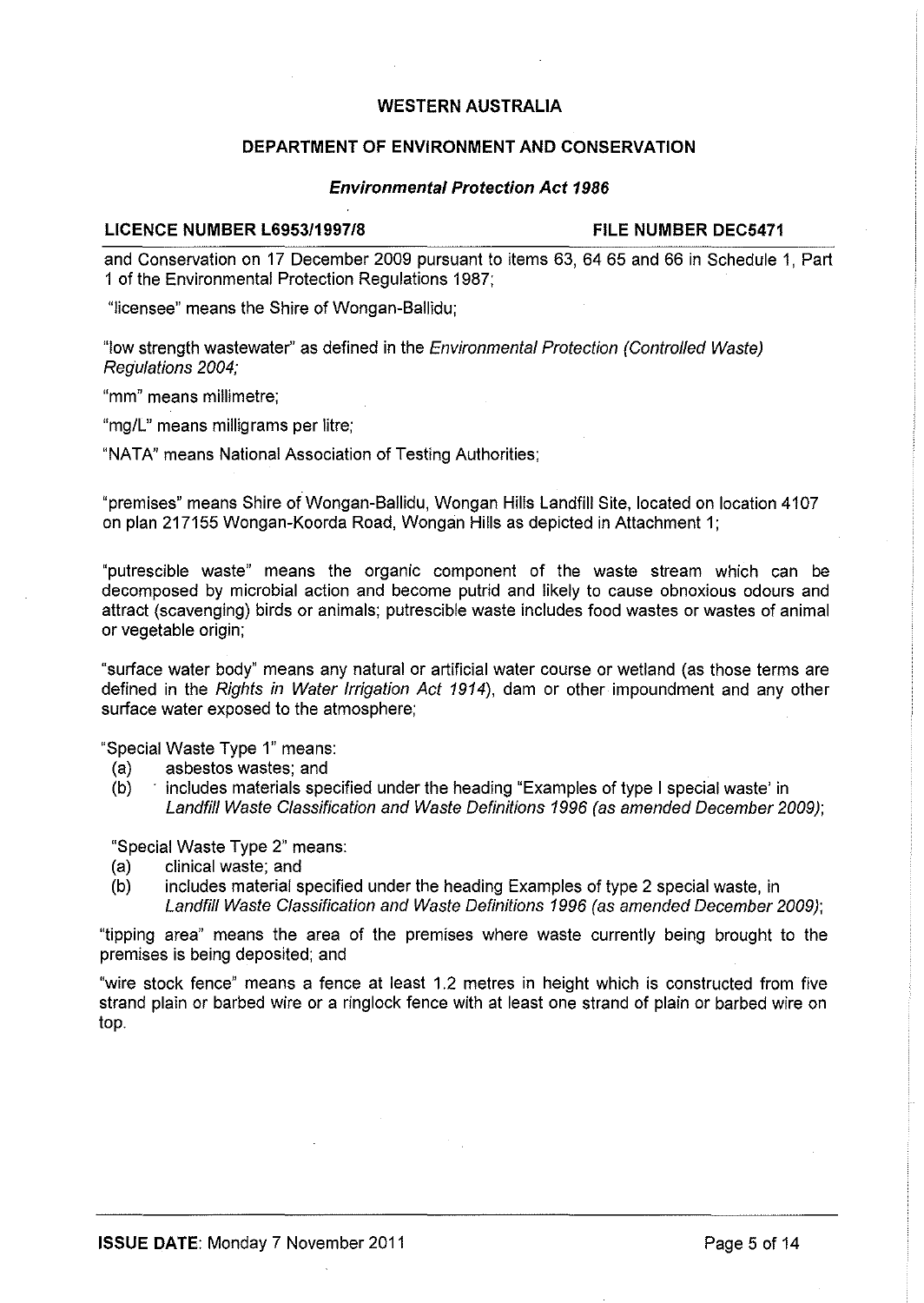and Conservation on 17 December 2009 pursuant to items 63, 64 65 and 66 in Schedule 1, Part 1 of the Environmental Protection Regulations 1987;

"licensee" means the Shire of Wongan-Ballidu;

"low strength wastewater" as defined in the *Environmental Protection (Controlled Waste) Regulations 2004;*

"mm" means millimetre;

"mg/L" means milligrams per litre;

"NATA" means National Association of Testing Authorities;

"premises" means Shire of Wongan-Ballidu, Wongan Hills Landfill Site, located on location 4107 on plan 217155 Wongan-Koorda Road, Wongan Hills as depicted in Attachment 1;

"putrescible waste" means the organic component of the waste stream which can be decomposed by microbial action and become putrid and likely to cause obnoxious odours and attract (scavenging) birds or animals; putrescible waste includes food wastes or wastes of animal or vegetable origin;

"surface water body" means any natural or artificial water course or wetland (as those terms are defined in the *Rights in Water Irrigation Act 1914*), dam or other impoundment and any other surface water exposed to the atmosphere;

"Special Waste Type 1" means:

(a) asbestos wastes; and
(b) includes materials specified under the heading "Examples of type I special waste' in *Landfill Waste Classification and Waste Definitions 1996 (as amended December 2009)*;

"Special Waste Type 2" means:

(a) clinical waste; and
(b) includes material specified under the heading Examples of type 2 special waste, in *Landfill Waste Classification and Waste Definitions 1996 (as amended December 2009)*;

"tipping area" means the area of the premises where waste currently being brought to the premises is being deposited; and

"wire stock fence" means a fence at least 1.2 metres in height which is constructed from five strand plain or barbed wire or a ringlock fence with at least one strand of plain or barbed wire on top.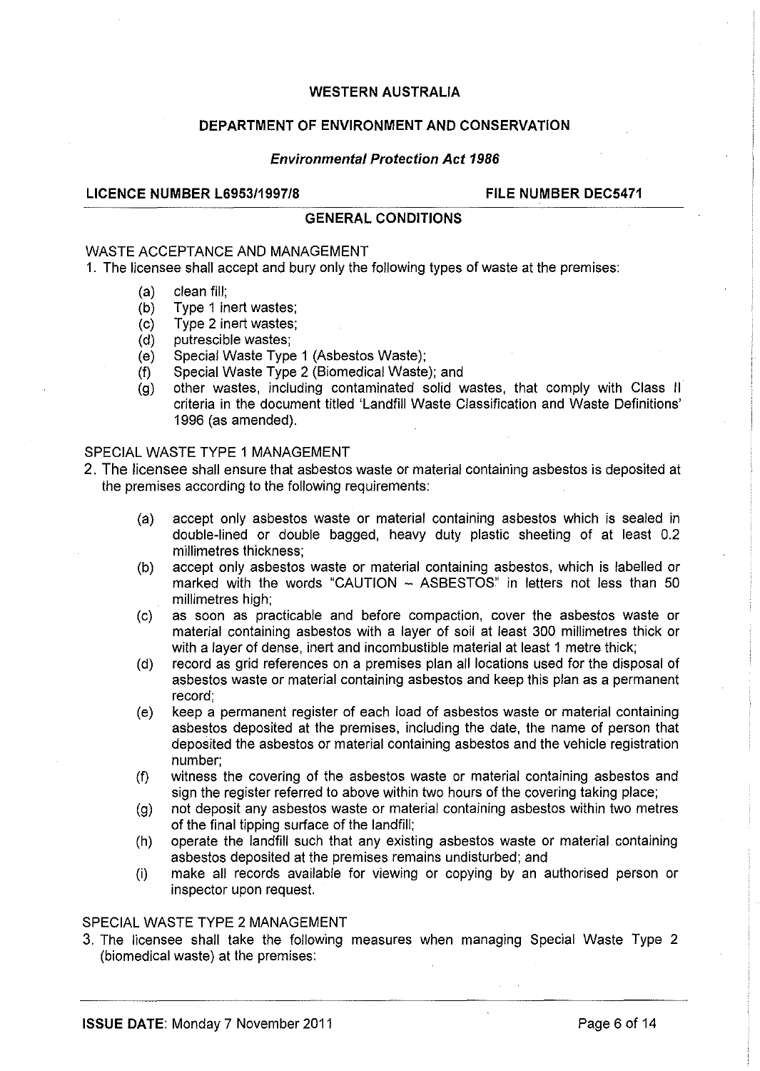WESTERN AUSTRALIA

DEPARTMENT OF ENVIRONMENT AND CONSERVATION

***Environmental Protection Act 1986***

**LICENCE NUMBER L6953/1997/8** **FILE NUMBER DEC5471**

## GENERAL CONDITIONS

WASTE ACCEPTANCE AND MANAGEMENT

1. The licensee shall accept and bury only the following types of waste at the premises:

    (a) clean fill;
    (b) Type 1 inert wastes;
    (c) Type 2 inert wastes;
    (d) putrescible wastes;
    (e) Special Waste Type 1 (Asbestos Waste);
    (f) Special Waste Type 2 (Biomedical Waste); and
    (g) other wastes, including contaminated solid wastes, that comply with Class II criteria in the document titled 'Landfill Waste Classification and Waste Definitions' 1996 (as amended).

SPECIAL WASTE TYPE 1 MANAGEMENT

2. The licensee shall ensure that asbestos waste or material containing asbestos is deposited at the premises according to the following requirements:

    (a) accept only asbestos waste or material containing asbestos which is sealed in double-lined or double bagged, heavy duty plastic sheeting of at least 0.2 millimetres thickness;
    (b) accept only asbestos waste or material containing asbestos, which is labelled or marked with the words "CAUTION – ASBESTOS" in letters not less than 50 millimetres high;
    (c) as soon as practicable and before compaction, cover the asbestos waste or material containing asbestos with a layer of soil at least 300 millimetres thick or with a layer of dense, inert and incombustible material at least 1 metre thick;
    (d) record as grid references on a premises plan all locations used for the disposal of asbestos waste or material containing asbestos and keep this plan as a permanent record;
    (e) keep a permanent register of each load of asbestos waste or material containing asbestos deposited at the premises, including the date, the name of person that deposited the asbestos or material containing asbestos and the vehicle registration number;
    (f) witness the covering of the asbestos waste or material containing asbestos and sign the register referred to above within two hours of the covering taking place;
    (g) not deposit any asbestos waste or material containing asbestos within two metres of the final tipping surface of the landfill;
    (h) operate the landfill such that any existing asbestos waste or material containing asbestos deposited at the premises remains undisturbed; and
    (i) make all records available for viewing or copying by an authorised person or inspector upon request.

SPECIAL WASTE TYPE 2 MANAGEMENT

3. The licensee shall take the following measures when managing Special Waste Type 2 (biomedical waste) at the premises:

**ISSUE DATE**: Monday 7 November 2011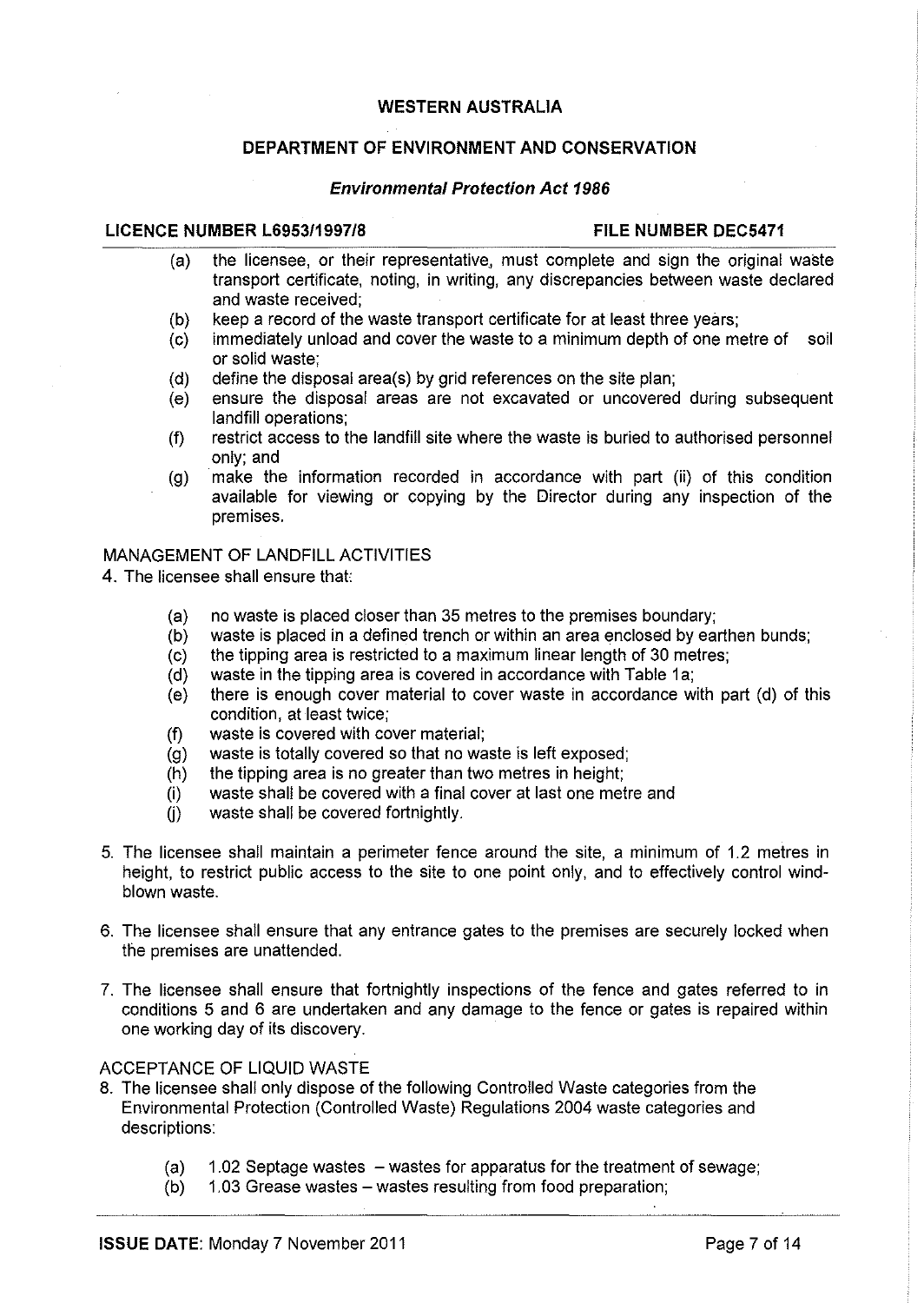(a) the licensee, or their representative, must complete and sign the original waste transport certificate, noting, in writing, any discrepancies between waste declared and waste received;

(b) keep a record of the waste transport certificate for at least three years;

(c) immediately unload and cover the waste to a minimum depth of one metre of soil or solid waste;

(d) define the disposal area(s) by grid references on the site plan;

(e) ensure the disposal areas are not excavated or uncovered during subsequent landfill operations;

(f) restrict access to the landfill site where the waste is buried to authorised personnel only; and

(g) make the information recorded in accordance with part (ii) of this condition available for viewing or copying by the Director during any inspection of the premises.

MANAGEMENT OF LANDFILL ACTIVITIES

4. The licensee shall ensure that:

(a) no waste is placed closer than 35 metres to the premises boundary;

(b) waste is placed in a defined trench or within an area enclosed by earthen bunds;

(c) the tipping area is restricted to a maximum linear length of 30 metres;

(d) waste in the tipping area is covered in accordance with Table 1a;

(e) there is enough cover material to cover waste in accordance with part (d) of this condition, at least twice;

(f) waste is covered with cover material;

(g) waste is totally covered so that no waste is left exposed;

(h) the tipping area is no greater than two metres in height;

(i) waste shall be covered with a final cover at last one metre and

(j) waste shall be covered fortnightly.

5. The licensee shall maintain a perimeter fence around the site, a minimum of 1.2 metres in height, to restrict public access to the site to one point only, and to effectively control wind-blown waste.

6. The licensee shall ensure that any entrance gates to the premises are securely locked when the premises are unattended.

7. The licensee shall ensure that fortnightly inspections of the fence and gates referred to in conditions 5 and 6 are undertaken and any damage to the fence or gates is repaired within one working day of its discovery.

ACCEPTANCE OF LIQUID WASTE

8. The licensee shall only dispose of the following Controlled Waste categories from the Environmental Protection (Controlled Waste) Regulations 2004 waste categories and descriptions:

(a) 1.02 Septage wastes – wastes for apparatus for the treatment of sewage;

(b) 1.03 Grease wastes – wastes resulting from food preparation;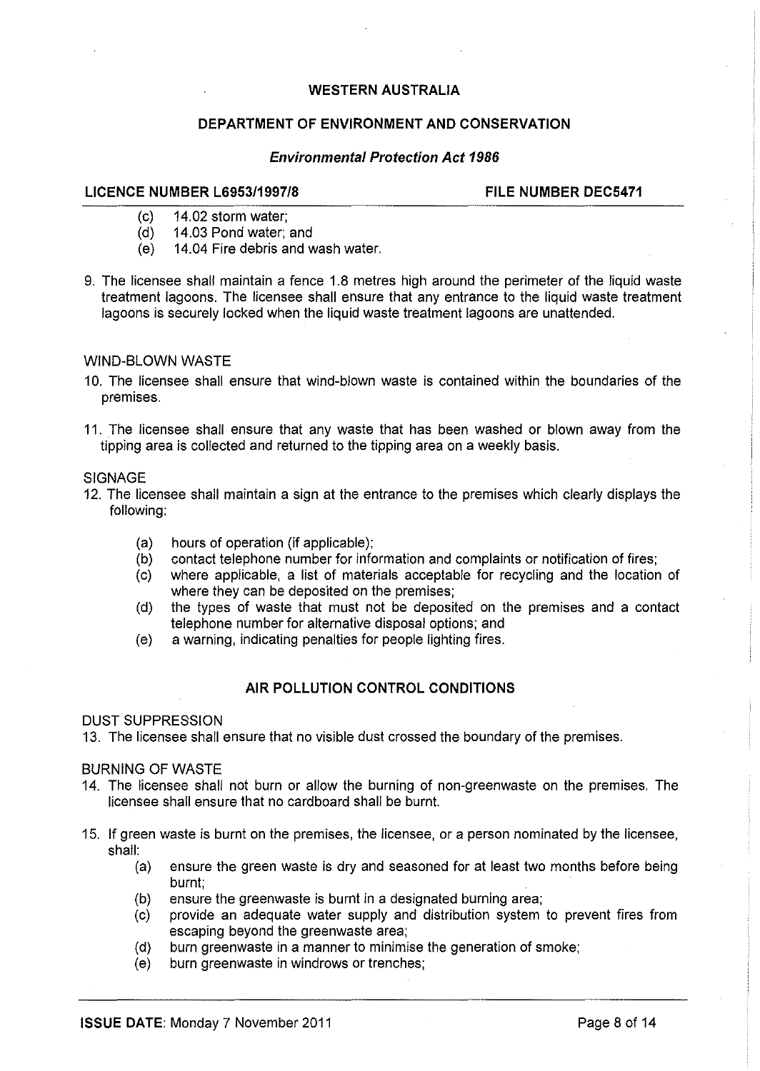(c) 14.02 storm water;
(d) 14.03 Pond water; and
(e) 14.04 Fire debris and wash water.

9. The licensee shall maintain a fence 1.8 metres high around the perimeter of the liquid waste treatment lagoons. The licensee shall ensure that any entrance to the liquid waste treatment lagoons is securely locked when the liquid waste treatment lagoons are unattended.

WIND-BLOWN WASTE

10. The licensee shall ensure that wind-blown waste is contained within the boundaries of the premises.

11. The licensee shall ensure that any waste that has been washed or blown away from the tipping area is collected and returned to the tipping area on a weekly basis.

SIGNAGE

12. The licensee shall maintain a sign at the entrance to the premises which clearly displays the following:

    (a) hours of operation (if applicable);
    (b) contact telephone number for information and complaints or notification of fires;
    (c) where applicable, a list of materials acceptable for recycling and the location of where they can be deposited on the premises;
    (d) the types of waste that must not be deposited on the premises and a contact telephone number for alternative disposal options; and
    (e) a warning, indicating penalties for people lighting fires.

## AIR POLLUTION CONTROL CONDITIONS

DUST SUPPRESSION

13. The licensee shall ensure that no visible dust crossed the boundary of the premises.

BURNING OF WASTE

14. The licensee shall not burn or allow the burning of non-greenwaste on the premises. The licensee shall ensure that no cardboard shall be burnt.

15. If green waste is burnt on the premises, the licensee, or a person nominated by the licensee, shall:
    (a) ensure the green waste is dry and seasoned for at least two months before being burnt;
    (b) ensure the greenwaste is burnt in a designated burning area;
    (c) provide an adequate water supply and distribution system to prevent fires from escaping beyond the greenwaste area;
    (d) burn greenwaste in a manner to minimise the generation of smoke;
    (e) burn greenwaste in windrows or trenches;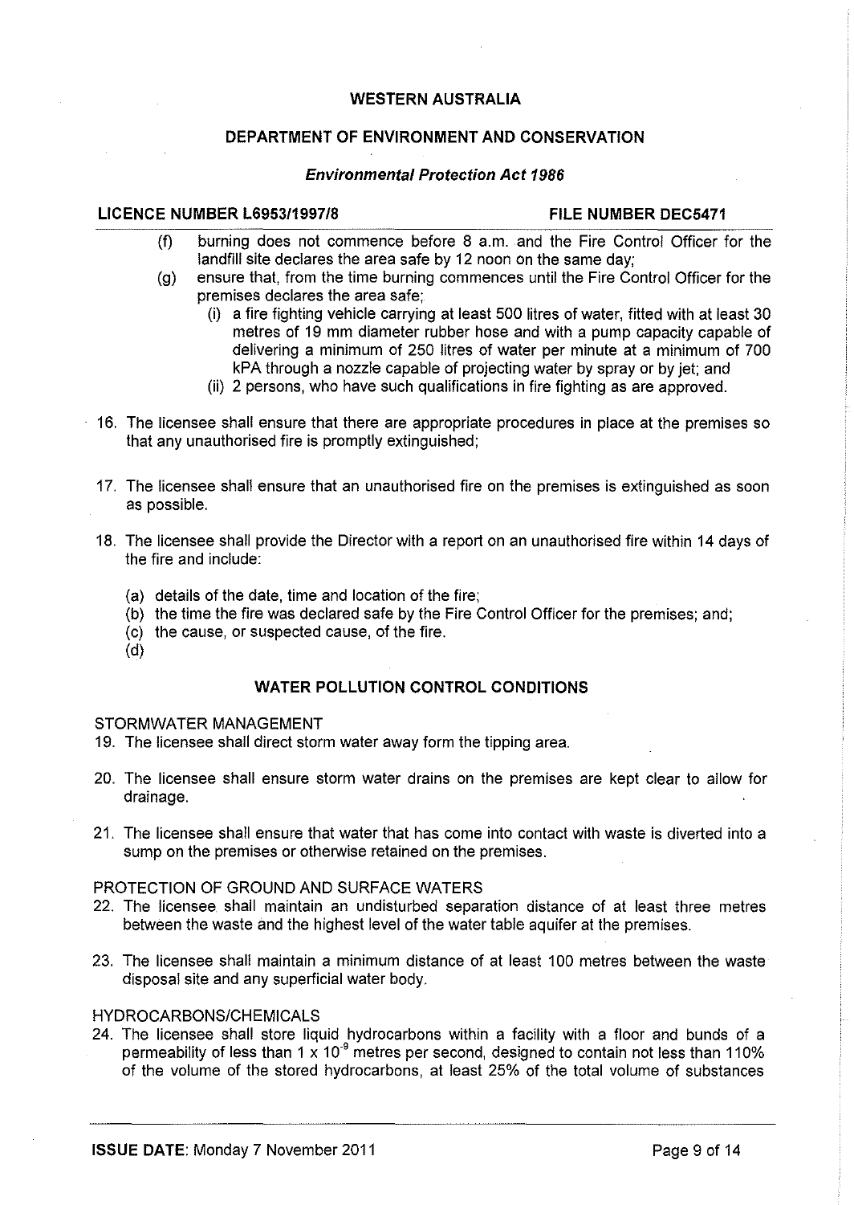WESTERN AUSTRALIA

DEPARTMENT OF ENVIRONMENT AND CONSERVATION

***Environmental Protection Act 1986***

**LICENCE NUMBER L6953/1997/8** **FILE NUMBER DEC5471**

(f) burning does not commence before 8 a.m. and the Fire Control Officer for the landfill site declares the area safe by 12 noon on the same day;

(g) ensure that, from the time burning commences until the Fire Control Officer for the premises declares the area safe;
   - (i) a fire fighting vehicle carrying at least 500 litres of water, fitted with at least 30 metres of 19 mm diameter rubber hose and with a pump capacity capable of delivering a minimum of 250 litres of water per minute at a minimum of 700 kPA through a nozzle capable of projecting water by spray or by jet; and
   - (ii) 2 persons, who have such qualifications in fire fighting as are approved.

16. The licensee shall ensure that there are appropriate procedures in place at the premises so that any unauthorised fire is promptly extinguished;

17. The licensee shall ensure that an unauthorised fire on the premises is extinguished as soon as possible.

18. The licensee shall provide the Director with a report on an unauthorised fire within 14 days of the fire and include:

    (a) details of the date, time and location of the fire;
    (b) the time the fire was declared safe by the Fire Control Officer for the premises; and;
    (c) the cause, or suspected cause, of the fire.
    (d)

## WATER POLLUTION CONTROL CONDITIONS

STORMWATER MANAGEMENT

19. The licensee shall direct storm water away form the tipping area.

20. The licensee shall ensure storm water drains on the premises are kept clear to allow for drainage.

21. The licensee shall ensure that water that has come into contact with waste is diverted into a sump on the premises or otherwise retained on the premises.

PROTECTION OF GROUND AND SURFACE WATERS

22. The licensee shall maintain an undisturbed separation distance of at least three metres between the waste and the highest level of the water table aquifer at the premises.

23. The licensee shall maintain a minimum distance of at least 100 metres between the waste disposal site and any superficial water body.

HYDROCARBONS/CHEMICALS

24. The licensee shall store liquid hydrocarbons within a facility with a floor and bunds of a permeability of less than $1 \times 10^{-9}$ metres per second, designed to contain not less than 110% of the volume of the stored hydrocarbons, at least 25% of the total volume of substances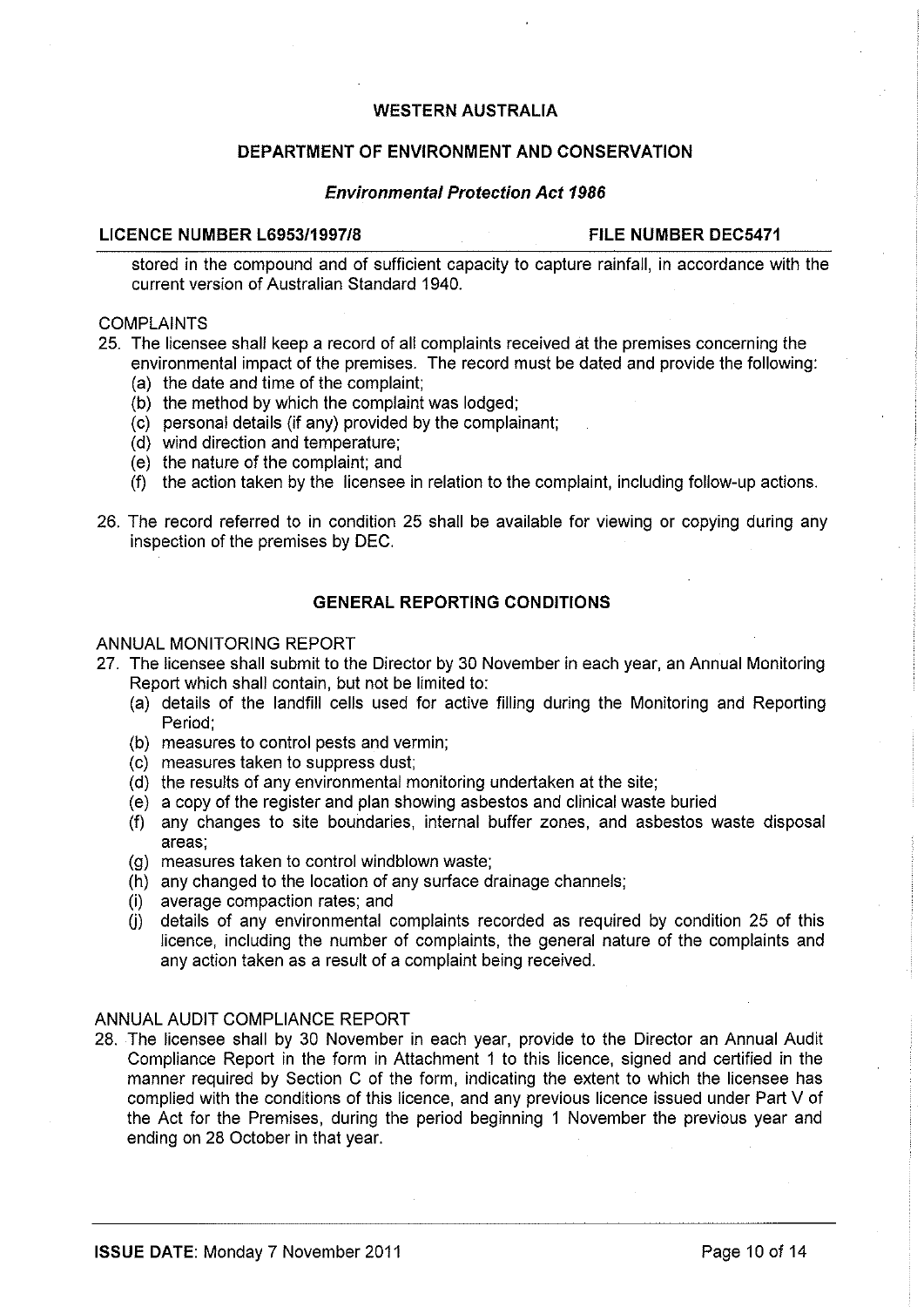stored in the compound and of sufficient capacity to capture rainfall, in accordance with the current version of Australian Standard 1940.

COMPLAINTS

25. The licensee shall keep a record of all complaints received at the premises concerning the environmental impact of the premises. The record must be dated and provide the following:
    (a) the date and time of the complaint;
    (b) the method by which the complaint was lodged;
    (c) personal details (if any) provided by the complainant;
    (d) wind direction and temperature;
    (e) the nature of the complaint; and
    (f) the action taken by the licensee in relation to the complaint, including follow-up actions.

26. The record referred to in condition 25 shall be available for viewing or copying during any inspection of the premises by DEC.

## GENERAL REPORTING CONDITIONS

ANNUAL MONITORING REPORT

27. The licensee shall submit to the Director by 30 November in each year, an Annual Monitoring Report which shall contain, but not be limited to:
    (a) details of the landfill cells used for active filling during the Monitoring and Reporting Period;
    (b) measures to control pests and vermin;
    (c) measures taken to suppress dust;
    (d) the results of any environmental monitoring undertaken at the site;
    (e) a copy of the register and plan showing asbestos and clinical waste buried
    (f) any changes to site boundaries, internal buffer zones, and asbestos waste disposal areas;
    (g) measures taken to control windblown waste;
    (h) any changed to the location of any surface drainage channels;
    (i) average compaction rates; and
    (j) details of any environmental complaints recorded as required by condition 25 of this licence, including the number of complaints, the general nature of the complaints and any action taken as a result of a complaint being received.

ANNUAL AUDIT COMPLIANCE REPORT

28. The licensee shall by 30 November in each year, provide to the Director an Annual Audit Compliance Report in the form in Attachment 1 to this licence, signed and certified in the manner required by Section C of the form, indicating the extent to which the licensee has complied with the conditions of this licence, and any previous licence issued under Part V of the Act for the Premises, during the period beginning 1 November the previous year and ending on 28 October in that year.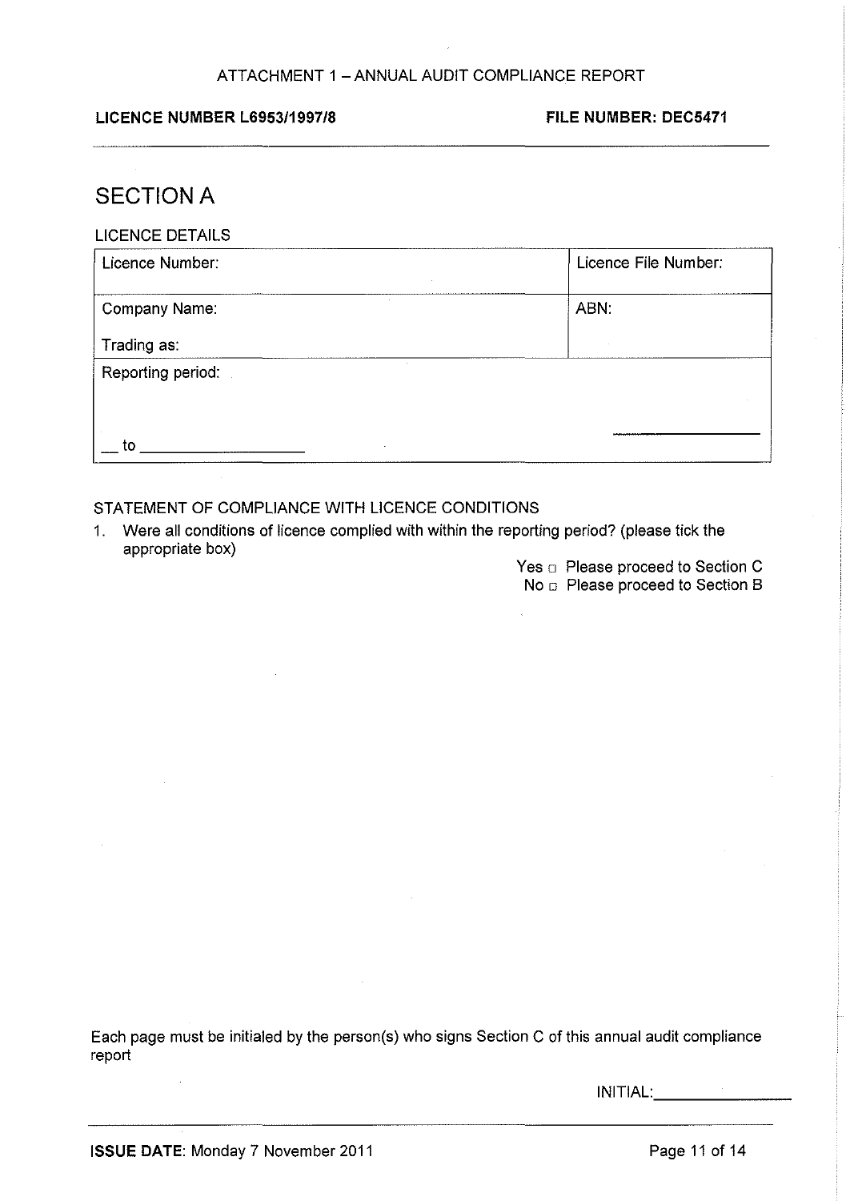ATTACHMENT 1 – ANNUAL AUDIT COMPLIANCE REPORT

**LICENCE NUMBER L6953/1997/8** **FILE NUMBER: DEC5471**

# SECTION A

LICENCE DETAILS

| Licence Number: | Licence File Number: |
|---|---|
| Company Name:<br><br>Trading as: | ABN: |
| Reporting period:<br><br>\_\_ to \_\_\_\_\_\_\_\_\_\_\_\_\_\_\_\_\_\_ | \_\_\_\_\_\_\_\_\_\_\_\_\_\_\_\_\_\_ |

STATEMENT OF COMPLIANCE WITH LICENCE CONDITIONS

1. Were all conditions of licence complied with within the reporting period? (please tick the appropriate box)

   Yes ☐ Please proceed to Section C
   No ☐ Please proceed to Section B

Each page must be initialed by the person(s) who signs Section C of this annual audit compliance report

INITIAL: \_\_\_\_\_\_\_\_\_\_\_\_\_\_\_\_

**ISSUE DATE**: Monday 7 November 2011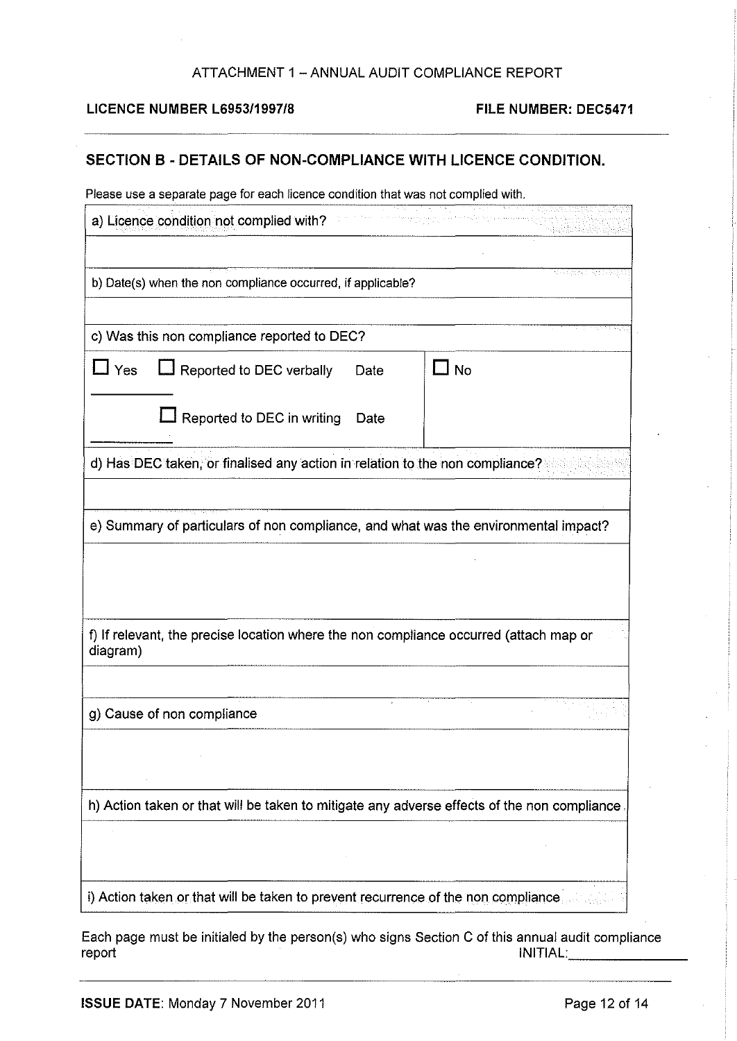ATTACHMENT 1 – ANNUAL AUDIT COMPLIANCE REPORT

**LICENCE NUMBER L6953/1997/8** **FILE NUMBER: DEC5471**

## SECTION B - DETAILS OF NON-COMPLIANCE WITH LICENCE CONDITION.

Please use a separate page for each licence condition that was not complied with.

| a) Licence condition not complied with? | |
|---|---|
| | |
| b) Date(s) when the non compliance occurred, if applicable? | |
| | |
| c) Was this non compliance reported to DEC? | |
| ☐ Yes ☐ Reported to DEC verbally Date ______ <br> ☐ Reported to DEC in writing Date ______ | ☐ No |
| d) Has DEC taken, or finalised any action in relation to the non compliance? | |
| | |
| e) Summary of particulars of non compliance, and what was the environmental impact? | |
| | |
| f) If relevant, the precise location where the non compliance occurred (attach map or diagram) | |
| | |
| g) Cause of non compliance | |
| | |
| h) Action taken or that will be taken to mitigate any adverse effects of the non compliance | |
| | |
| i) Action taken or that will be taken to prevent recurrence of the non compliance | |

Each page must be initialed by the person(s) who signs Section C of this annual audit compliance report INITIAL:______________

**ISSUE DATE**: Monday 7 November 2011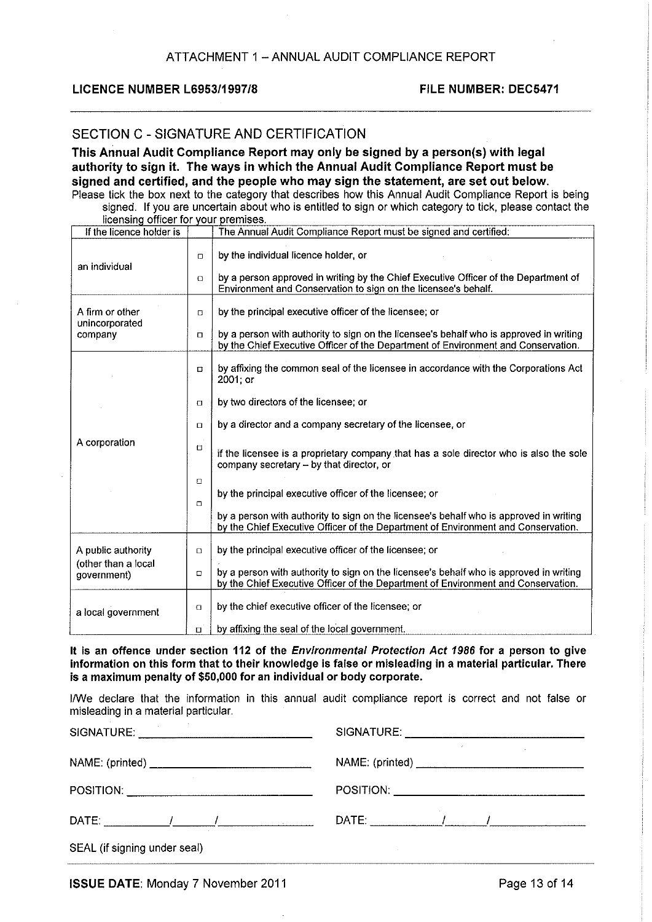ATTACHMENT 1 – ANNUAL AUDIT COMPLIANCE REPORT

**LICENCE NUMBER L6953/1997/8** **FILE NUMBER: DEC5471**

## SECTION C - SIGNATURE AND CERTIFICATION

**This Annual Audit Compliance Report may only be signed by a person(s) with legal authority to sign it. The ways in which the Annual Audit Compliance Report must be signed and certified, and the people who may sign the statement, are set out below.**

Please tick the box next to the category that describes how this Annual Audit Compliance Report is being signed. If you are uncertain about who is entitled to sign or which category to tick, please contact the licensing officer for your premises.

| If the licence holder is | | The Annual Audit Compliance Report must be signed and certified: |
|---|---|---|
| an individual | ☐ | by the individual licence holder, or |
| | ☐ | by a person approved in writing by the Chief Executive Officer of the Department of Environment and Conservation to sign on the licensee's behalf. |
| A firm or other unincorporated company | ☐ | by the principal executive officer of the licensee; or |
| | ☐ | by a person with authority to sign on the licensee's behalf who is approved in writing by the Chief Executive Officer of the Department of Environment and Conservation. |
| A corporation | ☐ | by affixing the common seal of the licensee in accordance with the Corporations Act 2001; or |
| | ☐ | by two directors of the licensee; or |
| | ☐ | by a director and a company secretary of the licensee, or |
| | ☐ | if the licensee is a proprietary company that has a sole director who is also the sole company secretary – by that director, or |
| | ☐ | by the principal executive officer of the licensee; or |
| | ☐ | by a person with authority to sign on the licensee's behalf who is approved in writing by the Chief Executive Officer of the Department of Environment and Conservation. |
| A public authority (other than a local government) | ☐ | by the principal executive officer of the licensee; or |
| | ☐ | by a person with authority to sign on the licensee's behalf who is approved in writing by the Chief Executive Officer of the Department of Environment and Conservation. |
| a local government | ☐ | by the chief executive officer of the licensee; or |
| | ☐ | by affixing the seal of the local government. |

**It is an offence under section 112 of the *Environmental Protection Act 1986* for a person to give information on this form that to their knowledge is false or misleading in a material particular. There is a maximum penalty of $50,000 for an individual or body corporate.**

I/We declare that the information in this annual audit compliance report is correct and not false or misleading in a material particular.

SIGNATURE: ______________________ SIGNATURE: ______________________

NAME: (printed) ______________________ NAME: (printed) ______________________

POSITION: ______________________ POSITION: ______________________

DATE: ______/______/______ DATE: ______/______/______

SEAL (if signing under seal)

**ISSUE DATE**: Monday 7 November 2011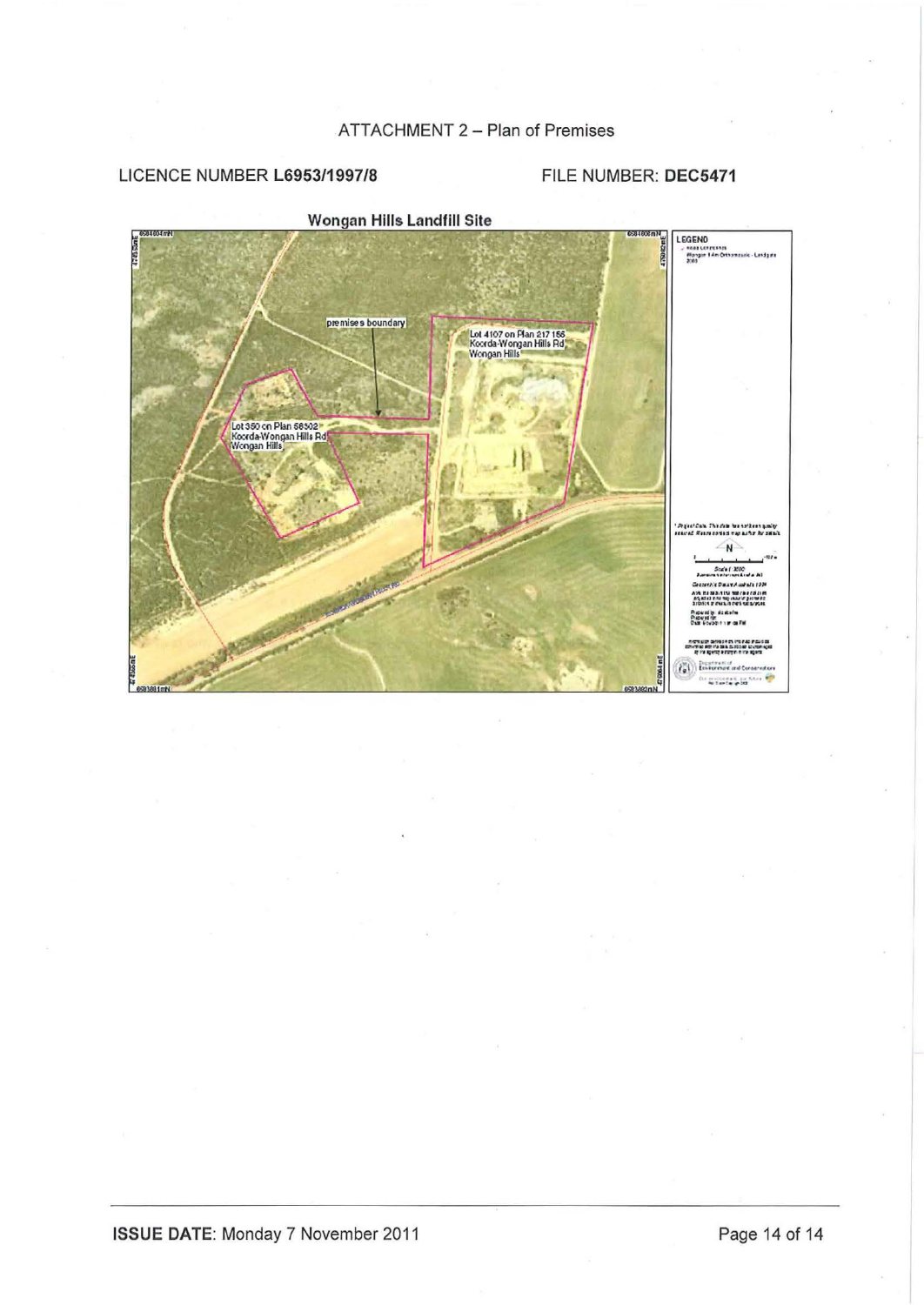ATTACHMENT 2 – Plan of Premises

LICENCE NUMBER **L6953/1997/8**

FILE NUMBER: **DEC5471**

**Wongan Hills Landfill Site**

premises boundary

Lot 4107 on Plan 217155 Koorda-Wongan Hills Rd Wongan Hills

Lot 350 on Plan 58302 Koorda-Wongan Hills Rd Wongan Hills

LEGEND

N

Scale 1:3000

**ISSUE DATE**: Monday 7 November 2011